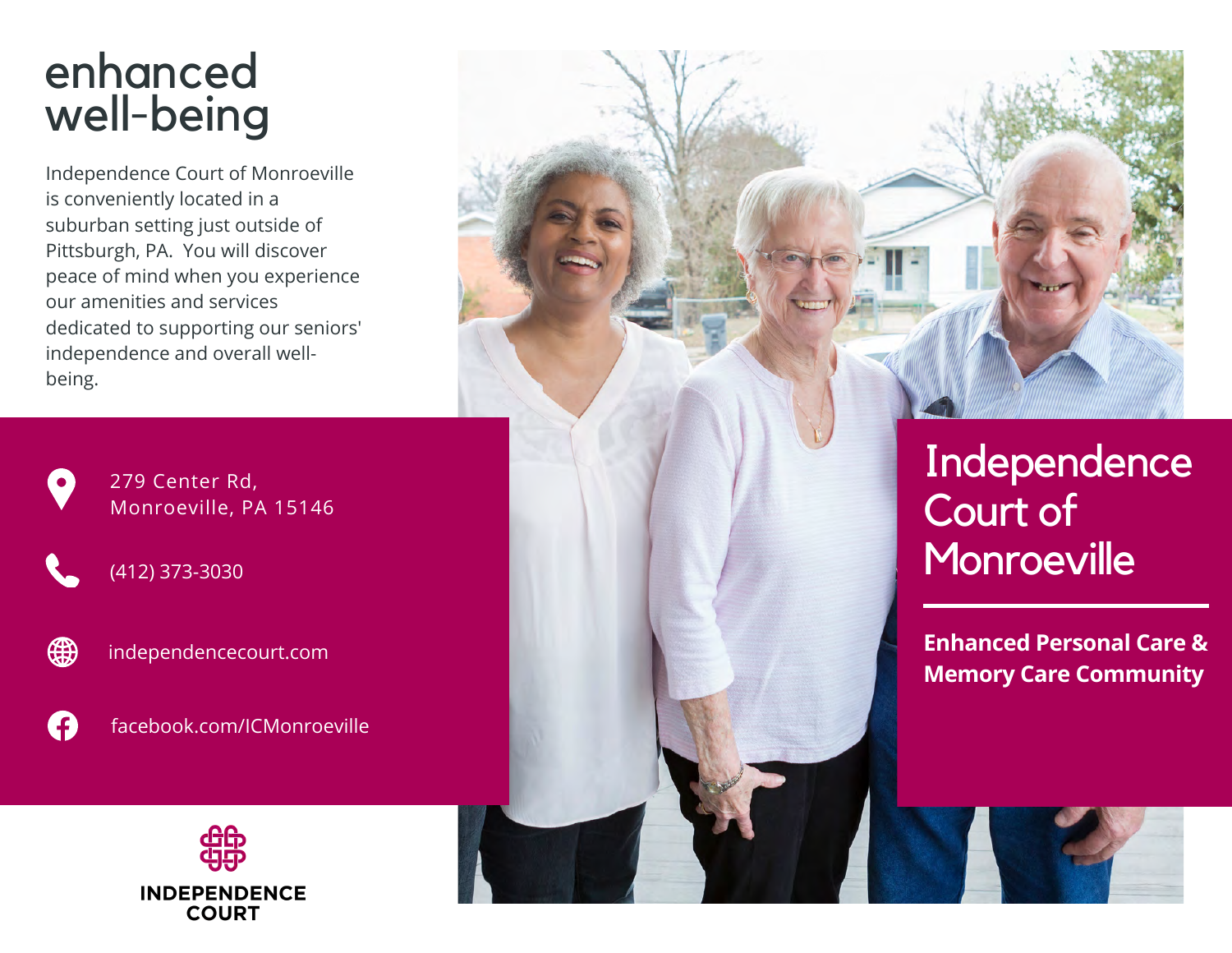# enhanced well-being

Independence Court of Monroeville is conveniently located in a suburban setting just outside of Pittsburgh, PA. You will discover peace of mind when you experience our amenities and services dedicated to supporting our seniors' independence and overall well-being.

279 Center Rd,
Monroeville, PA 15146

(412) 373-3030

independencecourt.com

facebook.com/ICMonroeville

INDEPENDENCE COURT

# Independence Court of Monroeville

**Enhanced Personal Care & Memory Care Community**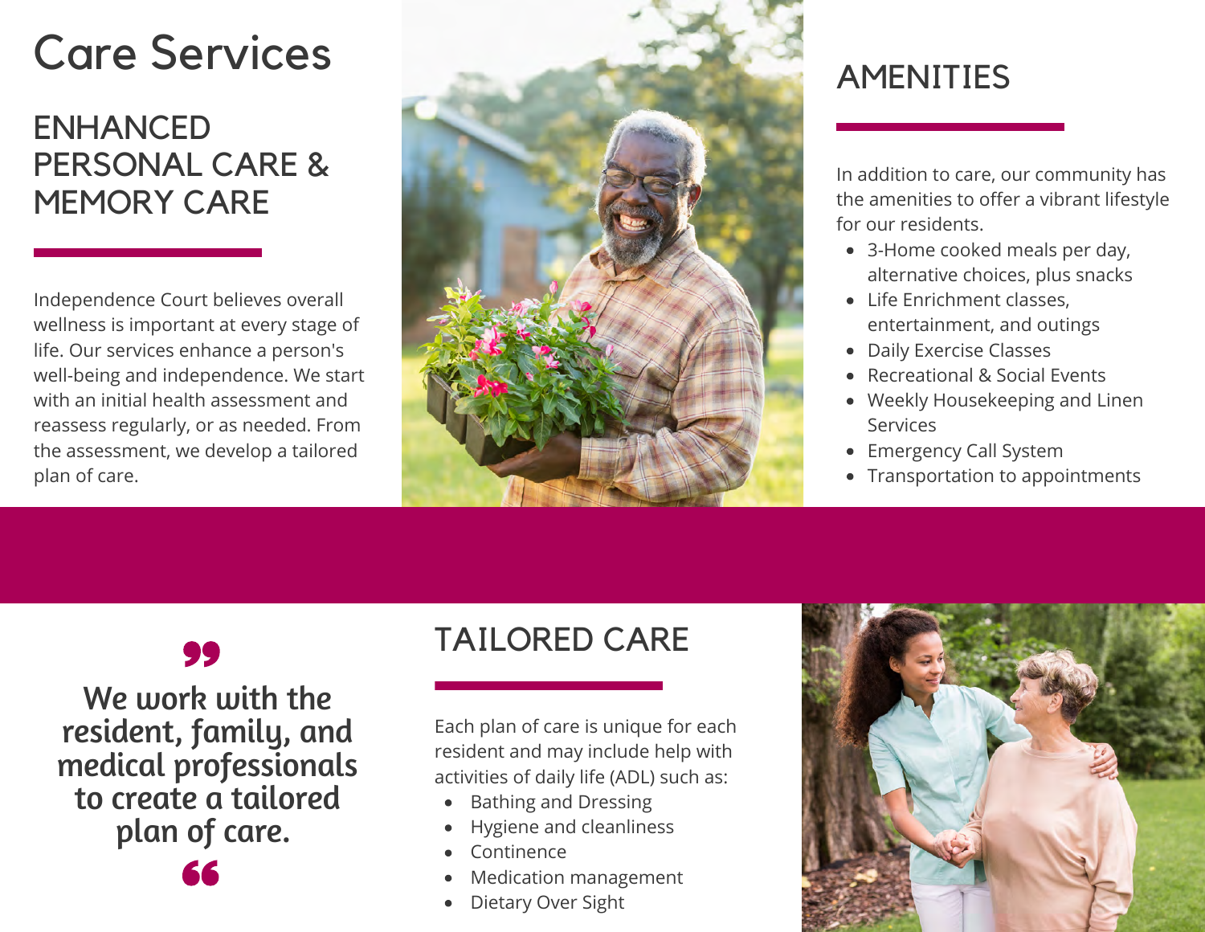# Care Services

## ENHANCED PERSONAL CARE & MEMORY CARE

Independence Court believes overall wellness is important at every stage of life. Our services enhance a person's well-being and independence. We start with an initial health assessment and reassess regularly, or as needed. From the assessment, we develop a tailored plan of care.

## AMENITIES

In addition to care, our community has the amenities to offer a vibrant lifestyle for our residents.

- 3-Home cooked meals per day, alternative choices, plus snacks
- Life Enrichment classes, entertainment, and outings
- Daily Exercise Classes
- Recreational & Social Events
- Weekly Housekeeping and Linen Services
- Emergency Call System
- Transportation to appointments

> **We work with the resident, family, and medical professionals to create a tailored plan of care.**

## TAILORED CARE

Each plan of care is unique for each resident and may include help with activities of daily life (ADL) such as:

- Bathing and Dressing
- Hygiene and cleanliness
- Continence
- Medication management
- Dietary Over Sight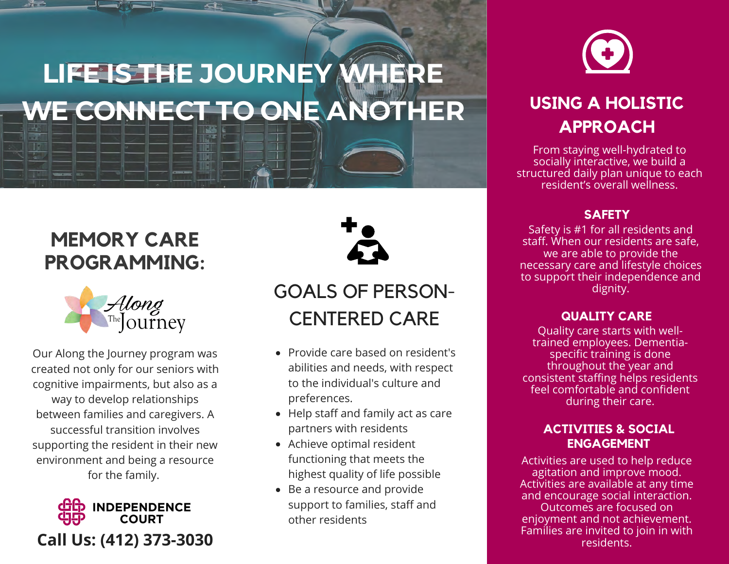# LIFE IS THE JOURNEY WHERE WE CONNECT TO ONE ANOTHER

## MEMORY CARE PROGRAMMING:

Along The Journey

Our Along the Journey program was created not only for our seniors with cognitive impairments, but also as a way to develop relationships between families and caregivers. A successful transition involves supporting the resident in their new environment and being a resource for the family.

INDEPENDENCE COURT

**Call Us: (412) 373-3030**

## GOALS OF PERSON-CENTERED CARE

- Provide care based on resident's abilities and needs, with respect to the individual's culture and preferences.
- Help staff and family act as care partners with residents
- Achieve optimal resident functioning that meets the highest quality of life possible
- Be a resource and provide support to families, staff and other residents

## USING A HOLISTIC APPROACH

From staying well-hydrated to socially interactive, we build a structured daily plan unique to each resident's overall wellness.

### SAFETY

Safety is #1 for all residents and staff. When our residents are safe, we are able to provide the necessary care and lifestyle choices to support their independence and dignity.

### QUALITY CARE

Quality care starts with well-trained employees. Dementia-specific training is done throughout the year and consistent staffing helps residents feel comfortable and confident during their care.

### ACTIVITIES & SOCIAL ENGAGEMENT

Activities are used to help reduce agitation and improve mood. Activities are available at any time and encourage social interaction. Outcomes are focused on enjoyment and not achievement. Families are invited to join in with residents.